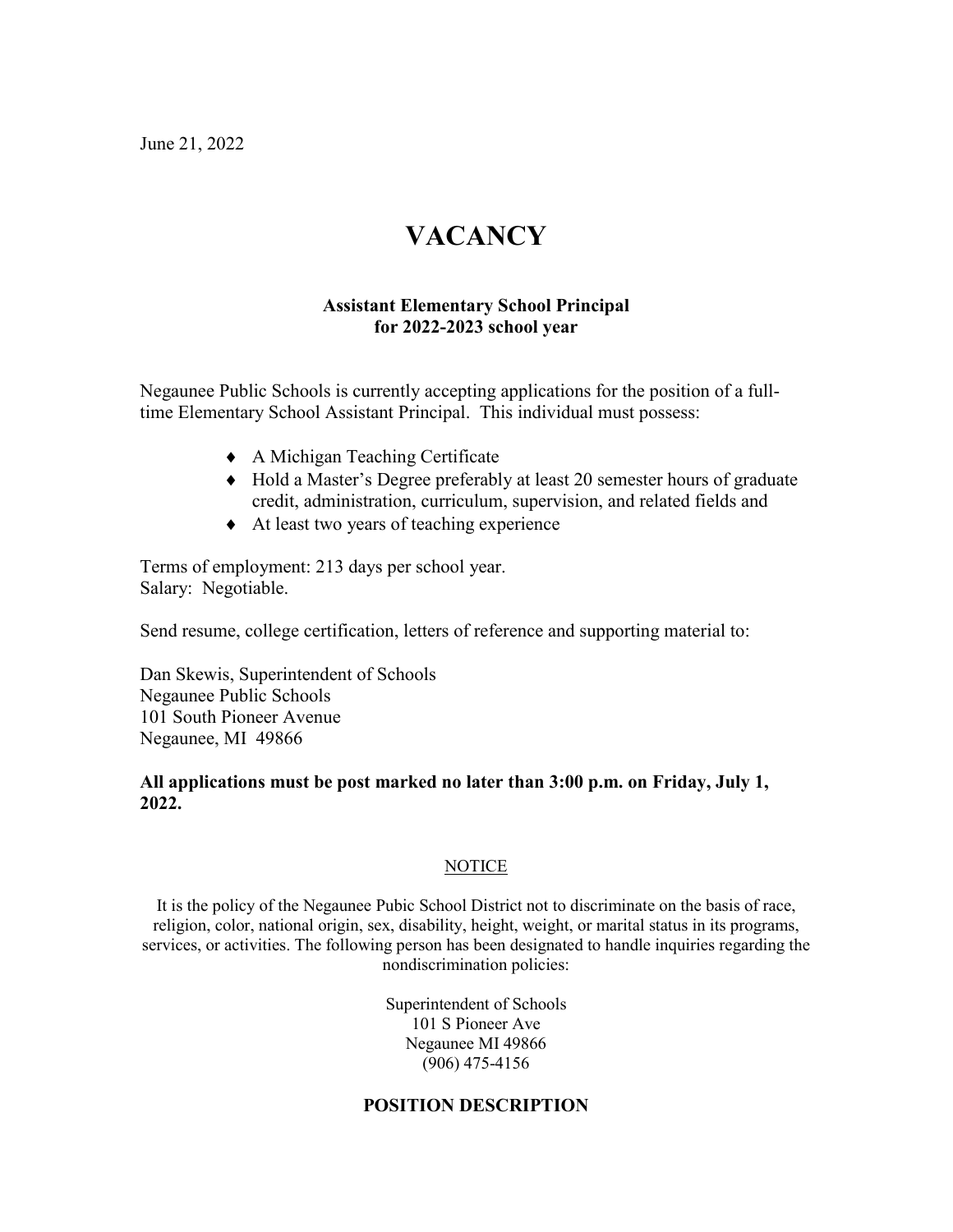June 21, 2022

# VACANCY

**Assistant Elementary School Principal**
**for 2022-2023 school year**

Negaunee Public Schools is currently accepting applications for the position of a full-time Elementary School Assistant Principal. This individual must possess:

- A Michigan Teaching Certificate
- Hold a Master's Degree preferably at least 20 semester hours of graduate credit, administration, curriculum, supervision, and related fields and
- At least two years of teaching experience

Terms of employment: 213 days per school year.
Salary: Negotiable.

Send resume, college certification, letters of reference and supporting material to:

Dan Skewis, Superintendent of Schools
Negaunee Public Schools
101 South Pioneer Avenue
Negaunee, MI 49866

**All applications must be post marked no later than 3:00 p.m. on Friday, July 1, 2022.**

NOTICE

It is the policy of the Negaunee Pubic School District not to discriminate on the basis of race, religion, color, national origin, sex, disability, height, weight, or marital status in its programs, services, or activities. The following person has been designated to handle inquiries regarding the nondiscrimination policies:

Superintendent of Schools
101 S Pioneer Ave
Negaunee MI 49866
(906) 475-4156

## POSITION DESCRIPTION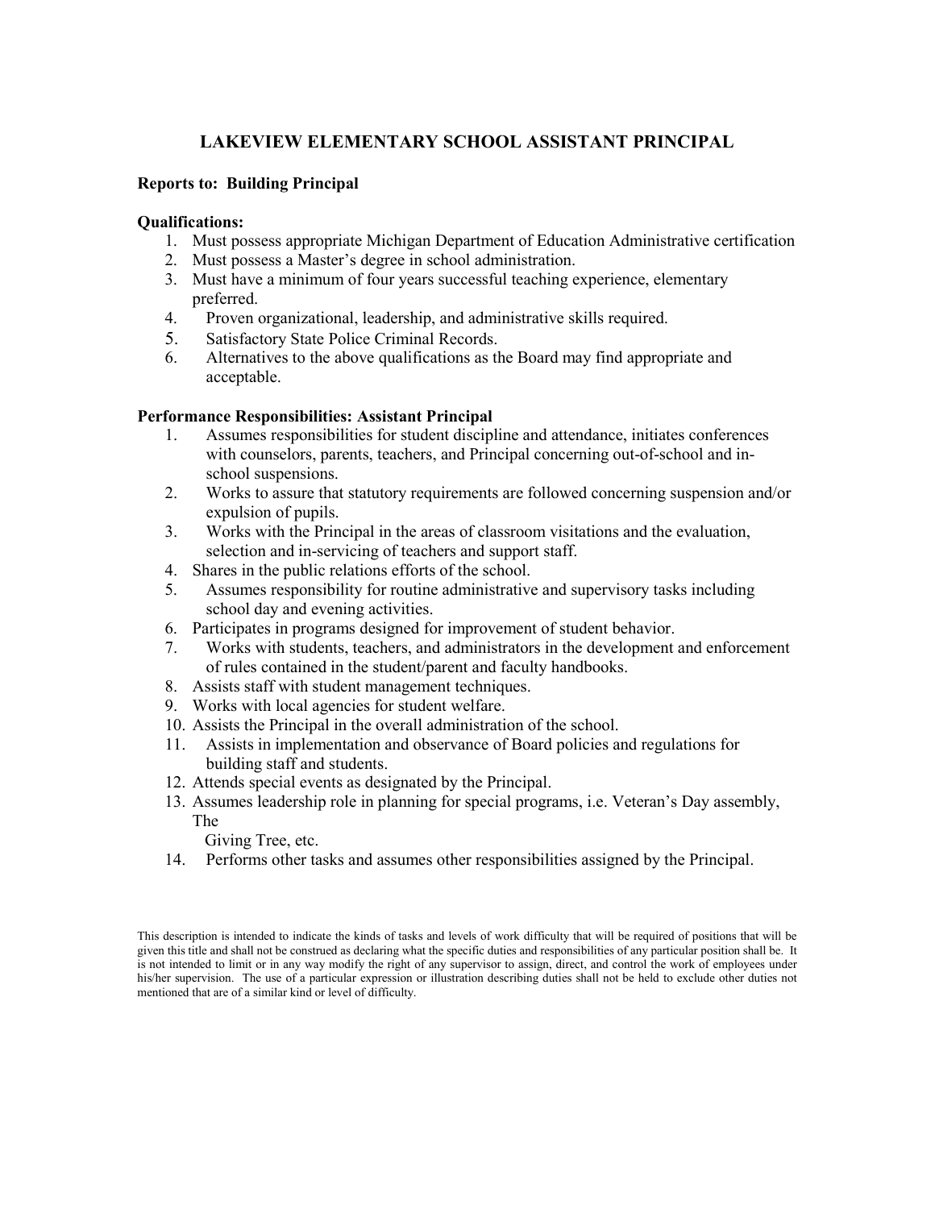# LAKEVIEW ELEMENTARY SCHOOL ASSISTANT PRINCIPAL

**Reports to: Building Principal**

**Qualifications:**

1. Must possess appropriate Michigan Department of Education Administrative certification
2. Must possess a Master's degree in school administration.
3. Must have a minimum of four years successful teaching experience, elementary preferred.
4. Proven organizational, leadership, and administrative skills required.
5. Satisfactory State Police Criminal Records.
6. Alternatives to the above qualifications as the Board may find appropriate and acceptable.

**Performance Responsibilities: Assistant Principal**

1. Assumes responsibilities for student discipline and attendance, initiates conferences with counselors, parents, teachers, and Principal concerning out-of-school and in-school suspensions.
2. Works to assure that statutory requirements are followed concerning suspension and/or expulsion of pupils.
3. Works with the Principal in the areas of classroom visitations and the evaluation, selection and in-servicing of teachers and support staff.
4. Shares in the public relations efforts of the school.
5. Assumes responsibility for routine administrative and supervisory tasks including school day and evening activities.
6. Participates in programs designed for improvement of student behavior.
7. Works with students, teachers, and administrators in the development and enforcement of rules contained in the student/parent and faculty handbooks.
8. Assists staff with student management techniques.
9. Works with local agencies for student welfare.
10. Assists the Principal in the overall administration of the school.
11. Assists in implementation and observance of Board policies and regulations for building staff and students.
12. Attends special events as designated by the Principal.
13. Assumes leadership role in planning for special programs, i.e. Veteran's Day assembly, The Giving Tree, etc.
14. Performs other tasks and assumes other responsibilities assigned by the Principal.

This description is intended to indicate the kinds of tasks and levels of work difficulty that will be required of positions that will be given this title and shall not be construed as declaring what the specific duties and responsibilities of any particular position shall be. It is not intended to limit or in any way modify the right of any supervisor to assign, direct, and control the work of employees under his/her supervision. The use of a particular expression or illustration describing duties shall not be held to exclude other duties not mentioned that are of a similar kind or level of difficulty.